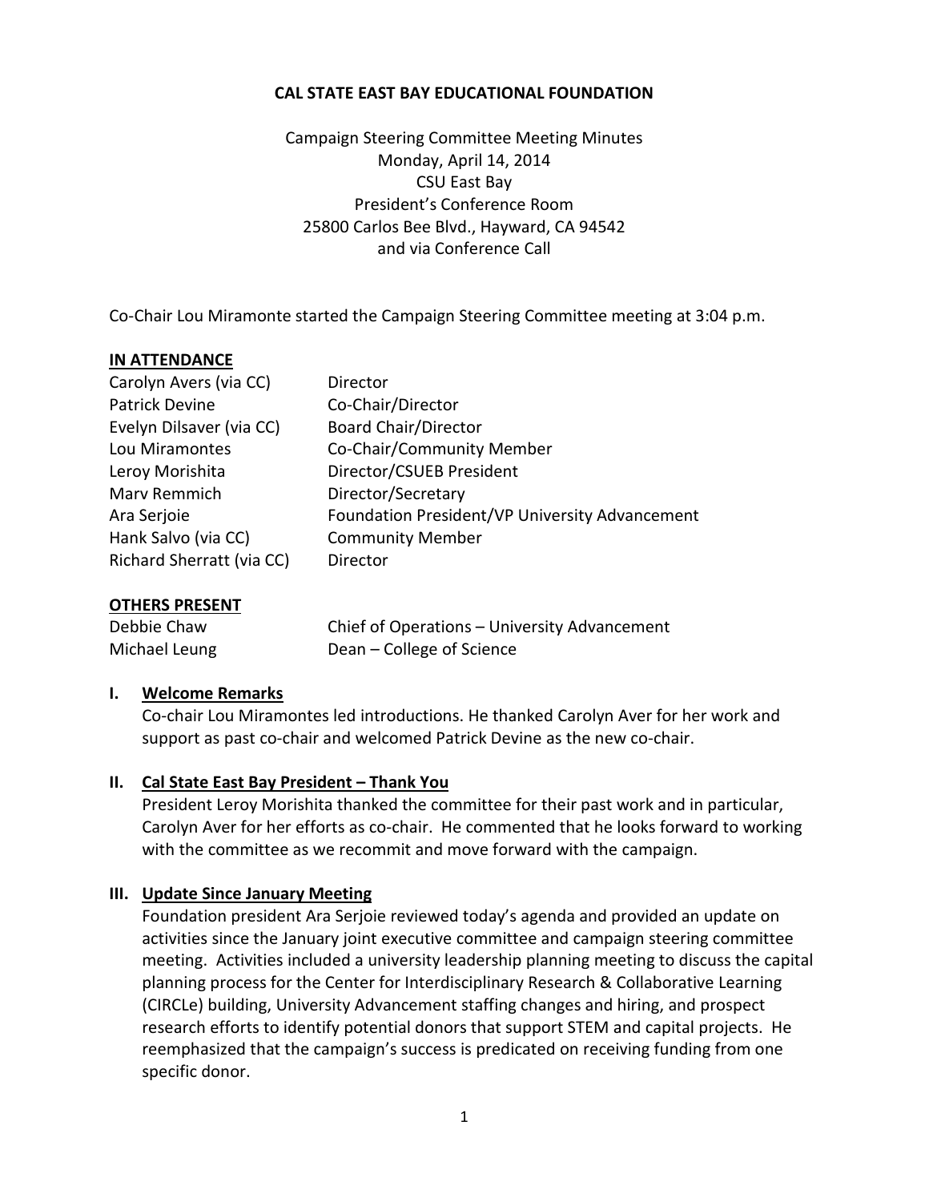**CAL STATE EAST BAY EDUCATIONAL FOUNDATION**

Campaign Steering Committee Meeting Minutes
Monday, April 14, 2014
CSU East Bay
President's Conference Room
25800 Carlos Bee Blvd., Hayward, CA 94542
and via Conference Call

Co-Chair Lou Miramonte started the Campaign Steering Committee meeting at 3:04 p.m.

**IN ATTENDANCE**

| | |
|---|---|
| Carolyn Avers (via CC) | Director |
| Patrick Devine | Co-Chair/Director |
| Evelyn Dilsaver (via CC) | Board Chair/Director |
| Lou Miramontes | Co-Chair/Community Member |
| Leroy Morishita | Director/CSUEB President |
| Marv Remmich | Director/Secretary |
| Ara Serjoie | Foundation President/VP University Advancement |
| Hank Salvo (via CC) | Community Member |
| Richard Sherratt (via CC) | Director |

**OTHERS PRESENT**

| | |
|---|---|
| Debbie Chaw | Chief of Operations – University Advancement |
| Michael Leung | Dean – College of Science |

**I. Welcome Remarks**

Co-chair Lou Miramontes led introductions. He thanked Carolyn Aver for her work and support as past co-chair and welcomed Patrick Devine as the new co-chair.

**II. Cal State East Bay President – Thank You**

President Leroy Morishita thanked the committee for their past work and in particular, Carolyn Aver for her efforts as co-chair. He commented that he looks forward to working with the committee as we recommit and move forward with the campaign.

**III. Update Since January Meeting**

Foundation president Ara Serjoie reviewed today's agenda and provided an update on activities since the January joint executive committee and campaign steering committee meeting. Activities included a university leadership planning meeting to discuss the capital planning process for the Center for Interdisciplinary Research & Collaborative Learning (CIRCLe) building, University Advancement staffing changes and hiring, and prospect research efforts to identify potential donors that support STEM and capital projects. He reemphasized that the campaign's success is predicated on receiving funding from one specific donor.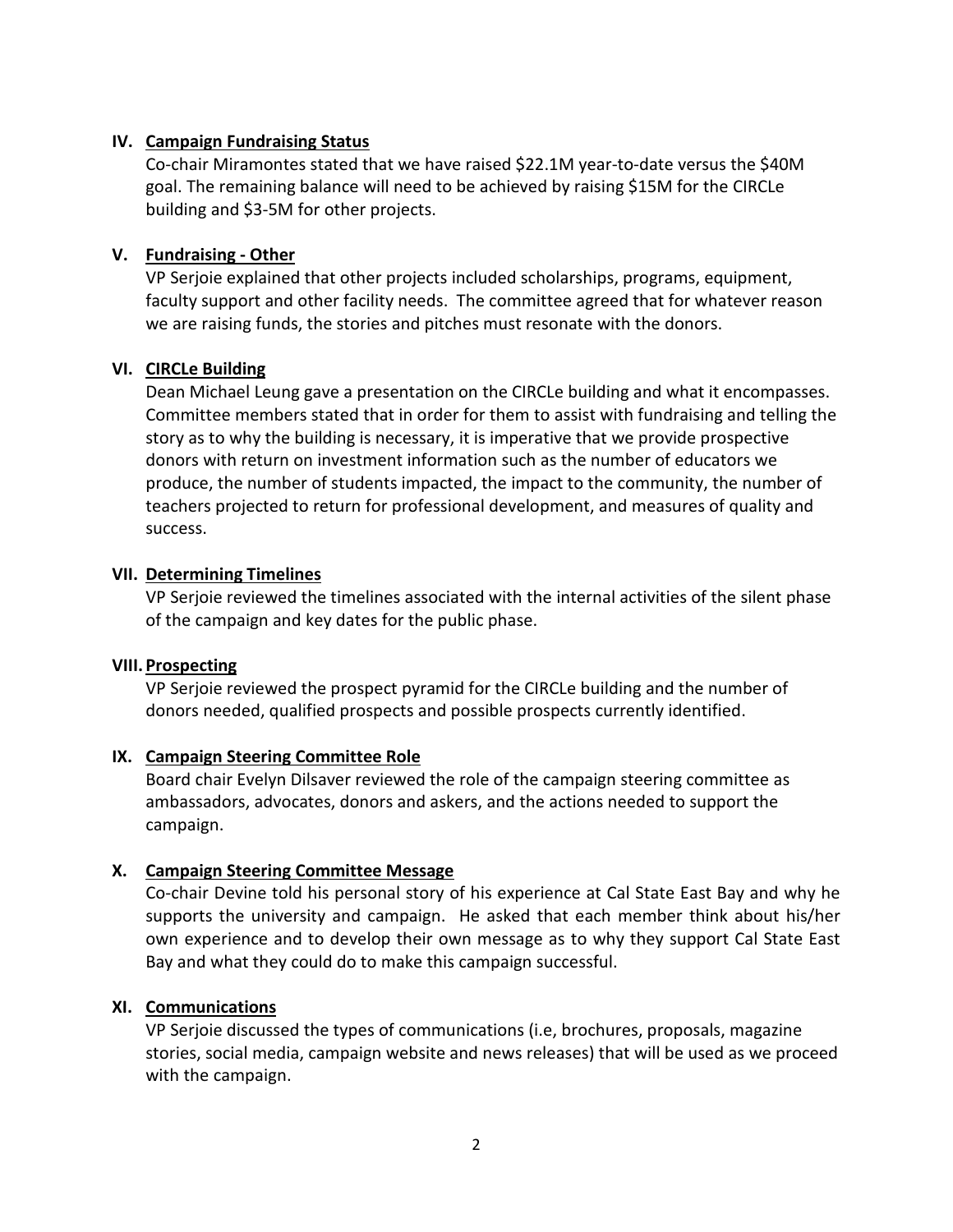## IV. Campaign Fundraising Status

Co-chair Miramontes stated that we have raised $22.1M year-to-date versus the $40M goal. The remaining balance will need to be achieved by raising $15M for the CIRCLe building and $3-5M for other projects.

## V. Fundraising - Other

VP Serjoie explained that other projects included scholarships, programs, equipment, faculty support and other facility needs. The committee agreed that for whatever reason we are raising funds, the stories and pitches must resonate with the donors.

## VI. CIRCLe Building

Dean Michael Leung gave a presentation on the CIRCLe building and what it encompasses. Committee members stated that in order for them to assist with fundraising and telling the story as to why the building is necessary, it is imperative that we provide prospective donors with return on investment information such as the number of educators we produce, the number of students impacted, the impact to the community, the number of teachers projected to return for professional development, and measures of quality and success.

## VII. Determining Timelines

VP Serjoie reviewed the timelines associated with the internal activities of the silent phase of the campaign and key dates for the public phase.

## VIII. Prospecting

VP Serjoie reviewed the prospect pyramid for the CIRCLe building and the number of donors needed, qualified prospects and possible prospects currently identified.

## IX. Campaign Steering Committee Role

Board chair Evelyn Dilsaver reviewed the role of the campaign steering committee as ambassadors, advocates, donors and askers, and the actions needed to support the campaign.

## X. Campaign Steering Committee Message

Co-chair Devine told his personal story of his experience at Cal State East Bay and why he supports the university and campaign. He asked that each member think about his/her own experience and to develop their own message as to why they support Cal State East Bay and what they could do to make this campaign successful.

## XI. Communications

VP Serjoie discussed the types of communications (i.e, brochures, proposals, magazine stories, social media, campaign website and news releases) that will be used as we proceed with the campaign.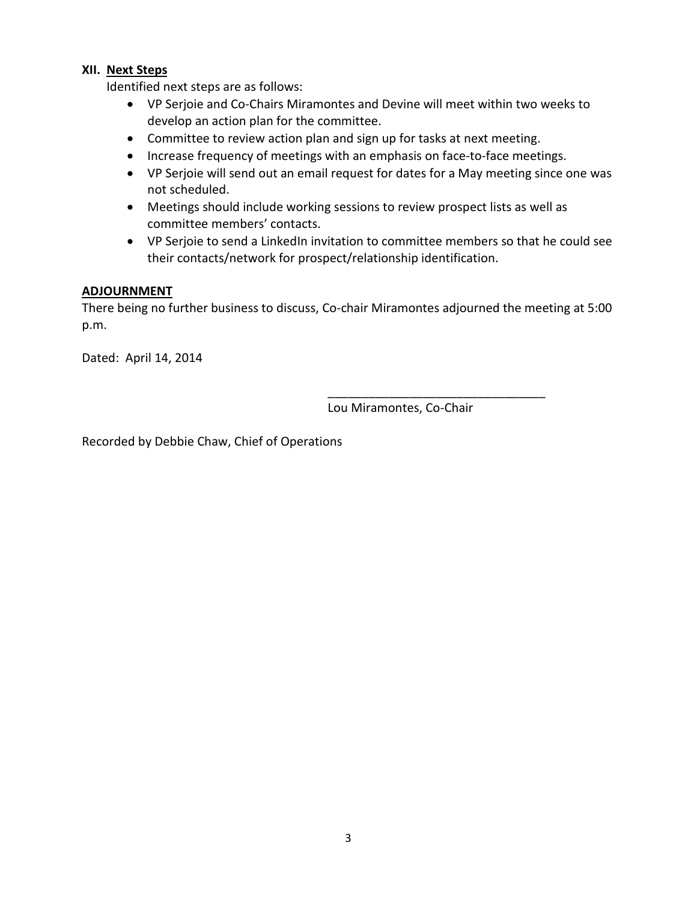## XII. Next Steps

Identified next steps are as follows:

- VP Serjoie and Co-Chairs Miramontes and Devine will meet within two weeks to develop an action plan for the committee.
- Committee to review action plan and sign up for tasks at next meeting.
- Increase frequency of meetings with an emphasis on face-to-face meetings.
- VP Serjoie will send out an email request for dates for a May meeting since one was not scheduled.
- Meetings should include working sessions to review prospect lists as well as committee members' contacts.
- VP Serjoie to send a LinkedIn invitation to committee members so that he could see their contacts/network for prospect/relationship identification.

## ADJOURNMENT

There being no further business to discuss, Co-chair Miramontes adjourned the meeting at 5:00 p.m.

Dated: April 14, 2014

\_\_\_\_\_\_\_\_\_\_\_\_\_\_\_\_\_\_\_\_\_\_\_\_\_\_\_\_\_\_\_\_

Lou Miramontes, Co-Chair

Recorded by Debbie Chaw, Chief of Operations